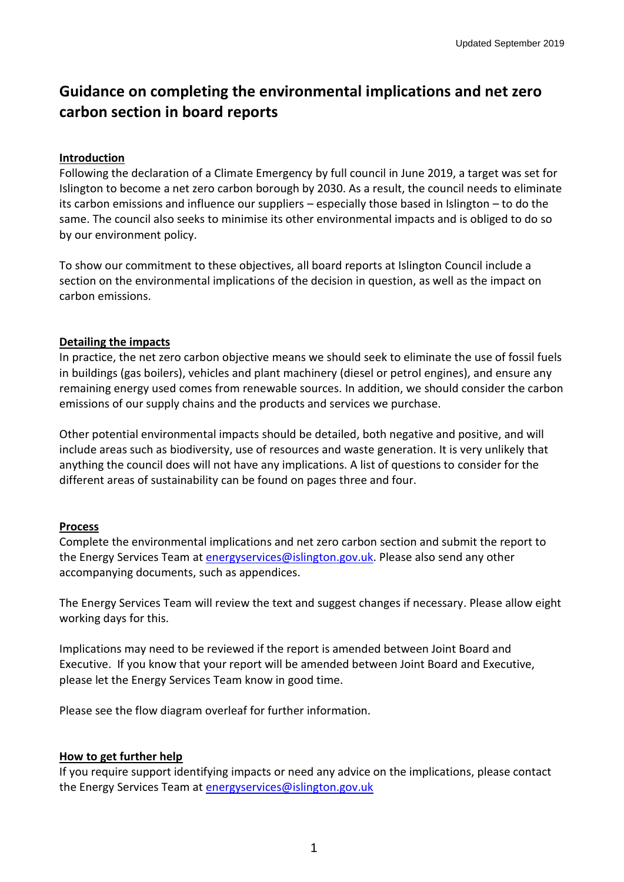Updated September 2019

# Guidance on completing the environmental implications and net zero carbon section in board reports

## Introduction

Following the declaration of a Climate Emergency by full council in June 2019, a target was set for Islington to become a net zero carbon borough by 2030. As a result, the council needs to eliminate its carbon emissions and influence our suppliers – especially those based in Islington – to do the same. The council also seeks to minimise its other environmental impacts and is obliged to do so by our environment policy.

To show our commitment to these objectives, all board reports at Islington Council include a section on the environmental implications of the decision in question, as well as the impact on carbon emissions.

## Detailing the impacts

In practice, the net zero carbon objective means we should seek to eliminate the use of fossil fuels in buildings (gas boilers), vehicles and plant machinery (diesel or petrol engines), and ensure any remaining energy used comes from renewable sources. In addition, we should consider the carbon emissions of our supply chains and the products and services we purchase.

Other potential environmental impacts should be detailed, both negative and positive, and will include areas such as biodiversity, use of resources and waste generation. It is very unlikely that anything the council does will not have any implications. A list of questions to consider for the different areas of sustainability can be found on pages three and four.

## Process

Complete the environmental implications and net zero carbon section and submit the report to the Energy Services Team at energyservices@islington.gov.uk. Please also send any other accompanying documents, such as appendices.

The Energy Services Team will review the text and suggest changes if necessary. Please allow eight working days for this.

Implications may need to be reviewed if the report is amended between Joint Board and Executive. If you know that your report will be amended between Joint Board and Executive, please let the Energy Services Team know in good time.

Please see the flow diagram overleaf for further information.

## How to get further help

If you require support identifying impacts or need any advice on the implications, please contact the Energy Services Team at energyservices@islington.gov.uk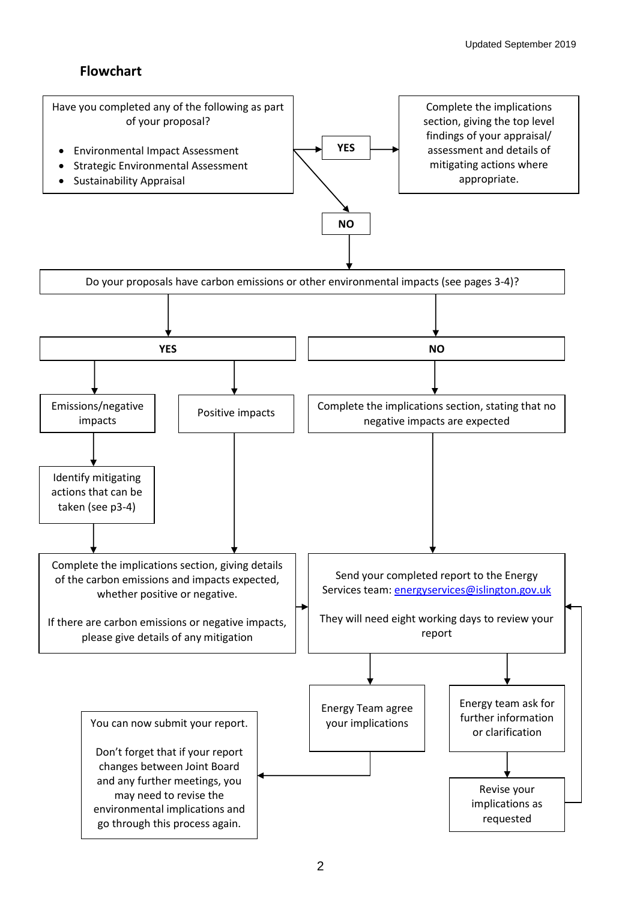Updated September 2019

## Flowchart

Have you completed any of the following as part of your proposal?

- Environmental Impact Assessment
- Strategic Environmental Assessment
- Sustainability Appraisal

**YES**

Complete the implications section, giving the top level findings of your appraisal/ assessment and details of mitigating actions where appropriate.

**NO**

Do your proposals have carbon emissions or other environmental impacts (see pages 3-4)?

**YES**

Emissions/negative impacts

Identify mitigating actions that can be taken (see p3-4)

Positive impacts

Complete the implications section, giving details of the carbon emissions and impacts expected, whether positive or negative.

If there are carbon emissions or negative impacts, please give details of any mitigation

**NO**

Complete the implications section, stating that no negative impacts are expected

Send your completed report to the Energy Services team: energyservices@islington.gov.uk

They will need eight working days to review your report

Energy Team agree your implications

Energy team ask for further information or clarification

Revise your implications as requested

You can now submit your report.

Don't forget that if your report changes between Joint Board and any further meetings, you may need to revise the environmental implications and go through this process again.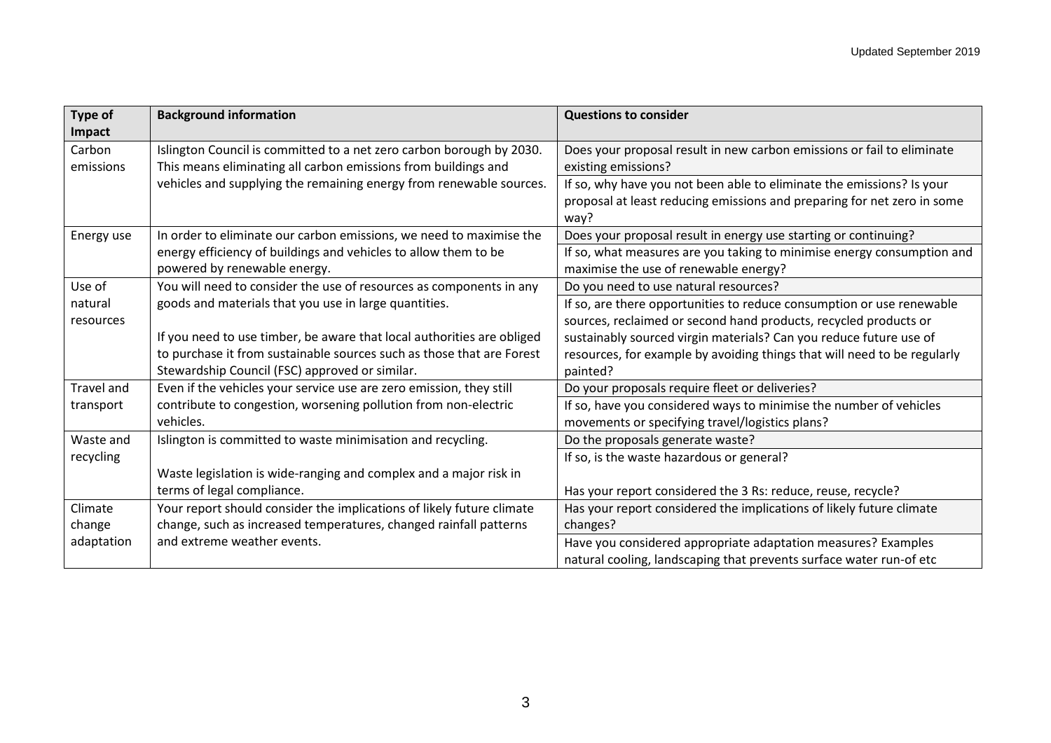| Type of Impact | Background information | Questions to consider |
|---|---|---|
| Carbon emissions | Islington Council is committed to a net zero carbon borough by 2030. This means eliminating all carbon emissions from buildings and vehicles and supplying the remaining energy from renewable sources. | Does your proposal result in new carbon emissions or fail to eliminate existing emissions? |
| | | If so, why have you not been able to eliminate the emissions? Is your proposal at least reducing emissions and preparing for net zero in some way? |
| Energy use | In order to eliminate our carbon emissions, we need to maximise the energy efficiency of buildings and vehicles to allow them to be powered by renewable energy. | Does your proposal result in energy use starting or continuing? |
| | | If so, what measures are you taking to minimise energy consumption and maximise the use of renewable energy? |
| Use of natural resources | You will need to consider the use of resources as components in any goods and materials that you use in large quantities.<br><br>If you need to use timber, be aware that local authorities are obliged to purchase it from sustainable sources such as those that are Forest Stewardship Council (FSC) approved or similar. | Do you need to use natural resources? |
| | | If so, are there opportunities to reduce consumption or use renewable sources, reclaimed or second hand products, recycled products or sustainably sourced virgin materials? Can you reduce future use of resources, for example by avoiding things that will need to be regularly painted? |
| Travel and transport | Even if the vehicles your service use are zero emission, they still contribute to congestion, worsening pollution from non-electric vehicles. | Do your proposals require fleet or deliveries? |
| | | If so, have you considered ways to minimise the number of vehicles movements or specifying travel/logistics plans? |
| Waste and recycling | Islington is committed to waste minimisation and recycling.<br><br>Waste legislation is wide-ranging and complex and a major risk in terms of legal compliance. | Do the proposals generate waste? |
| | | If so, is the waste hazardous or general?<br><br>Has your report considered the 3 Rs: reduce, reuse, recycle? |
| Climate change adaptation | Your report should consider the implications of likely future climate change, such as increased temperatures, changed rainfall patterns and extreme weather events. | Has your report considered the implications of likely future climate changes? |
| | | Have you considered appropriate adaptation measures? Examples natural cooling, landscaping that prevents surface water run-of etc |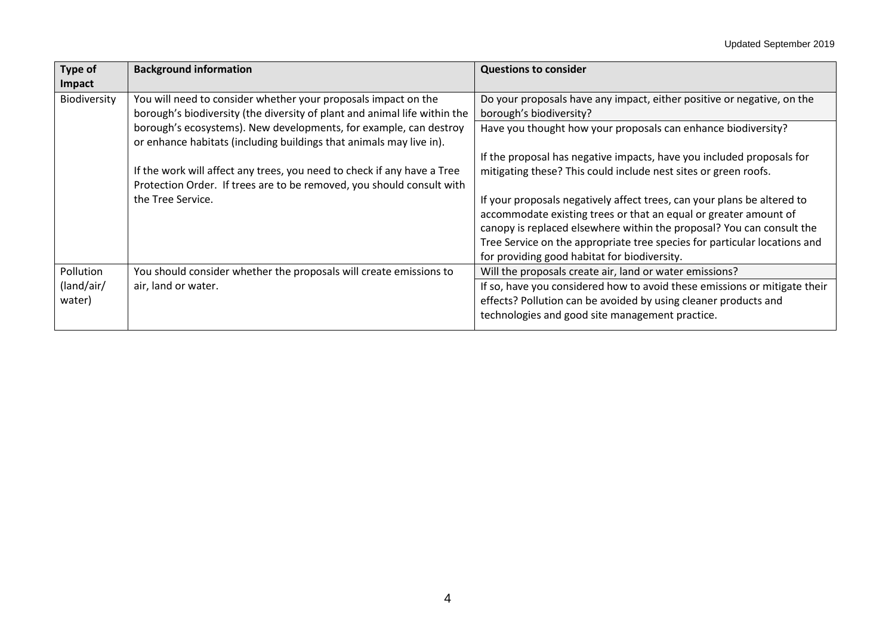| Type of Impact | Background information | Questions to consider |
| --- | --- | --- |
| Biodiversity | You will need to consider whether your proposals impact on the borough's biodiversity (the diversity of plant and animal life within the borough's ecosystems). New developments, for example, can destroy or enhance habitats (including buildings that animals may live in).<br><br>If the work will affect any trees, you need to check if any have a Tree Protection Order. If trees are to be removed, you should consult with the Tree Service. | Do your proposals have any impact, either positive or negative, on the borough's biodiversity? |
| | | Have you thought how your proposals can enhance biodiversity?<br><br>If the proposal has negative impacts, have you included proposals for mitigating these? This could include nest sites or green roofs.<br><br>If your proposals negatively affect trees, can your plans be altered to accommodate existing trees or that an equal or greater amount of canopy is replaced elsewhere within the proposal? You can consult the Tree Service on the appropriate tree species for particular locations and for providing good habitat for biodiversity. |
| Pollution (land/air/ water) | You should consider whether the proposals will create emissions to air, land or water. | Will the proposals create air, land or water emissions? |
| | | If so, have you considered how to avoid these emissions or mitigate their effects? Pollution can be avoided by using cleaner products and technologies and good site management practice. |